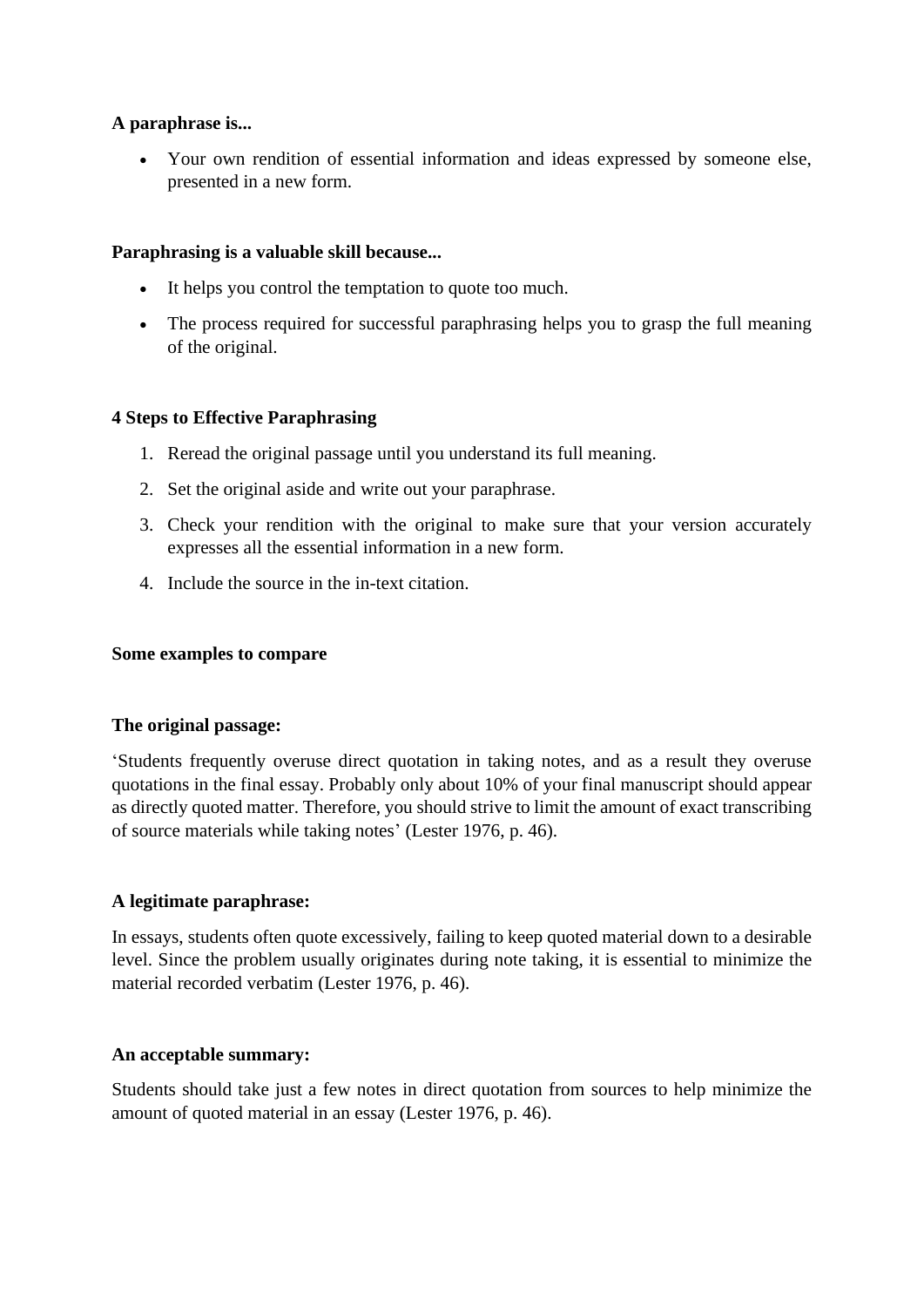**A paraphrase is...**

- Your own rendition of essential information and ideas expressed by someone else, presented in a new form.

**Paraphrasing is a valuable skill because...**

- It helps you control the temptation to quote too much.
- The process required for successful paraphrasing helps you to grasp the full meaning of the original.

**4 Steps to Effective Paraphrasing**

1. Reread the original passage until you understand its full meaning.
2. Set the original aside and write out your paraphrase.
3. Check your rendition with the original to make sure that your version accurately expresses all the essential information in a new form.
4. Include the source in the in-text citation.

**Some examples to compare**

**The original passage:**

'Students frequently overuse direct quotation in taking notes, and as a result they overuse quotations in the final essay. Probably only about 10% of your final manuscript should appear as directly quoted matter. Therefore, you should strive to limit the amount of exact transcribing of source materials while taking notes' (Lester 1976, p. 46).

**A legitimate paraphrase:**

In essays, students often quote excessively, failing to keep quoted material down to a desirable level. Since the problem usually originates during note taking, it is essential to minimize the material recorded verbatim (Lester 1976, p. 46).

**An acceptable summary:**

Students should take just a few notes in direct quotation from sources to help minimize the amount of quoted material in an essay (Lester 1976, p. 46).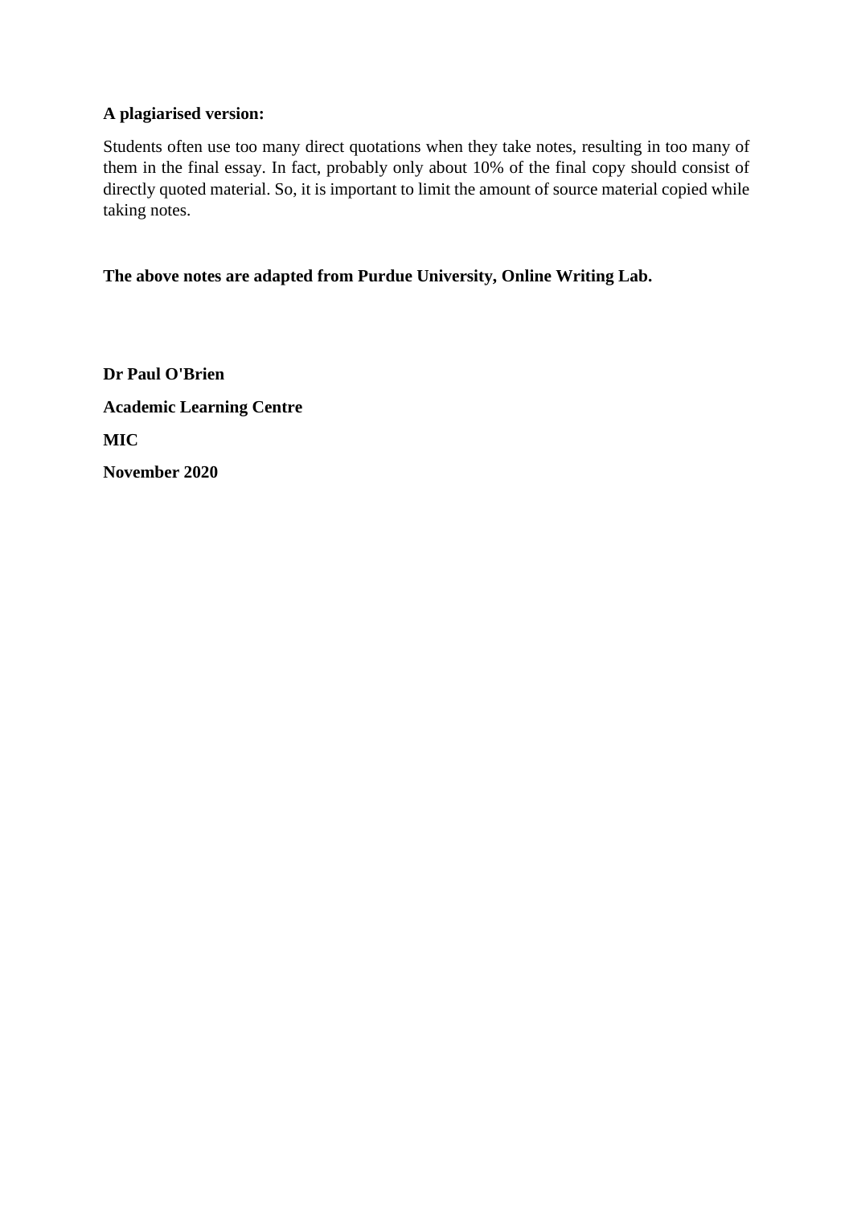**A plagiarised version:**

Students often use too many direct quotations when they take notes, resulting in too many of them in the final essay. In fact, probably only about 10% of the final copy should consist of directly quoted material. So, it is important to limit the amount of source material copied while taking notes.

**The above notes are adapted from Purdue University, Online Writing Lab.**

**Dr Paul O'Brien**

**Academic Learning Centre**

**MIC**

**November 2020**